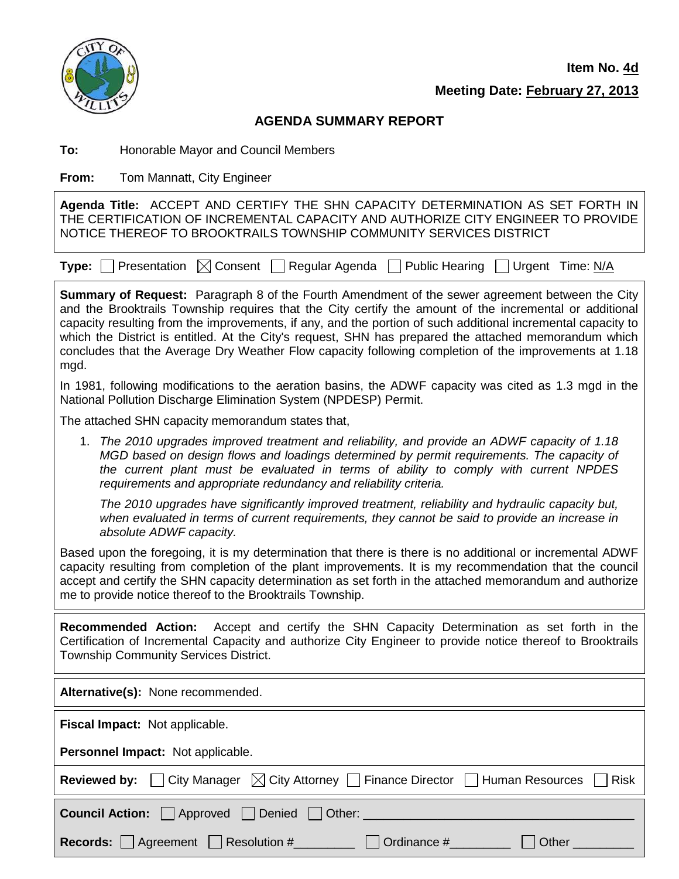**Item No. 4d**

**Meeting Date: February 27, 2013**

## AGENDA SUMMARY REPORT

**To:** Honorable Mayor and Council Members

**From:** Tom Mannatt, City Engineer

**Agenda Title:** ACCEPT AND CERTIFY THE SHN CAPACITY DETERMINATION AS SET FORTH IN THE CERTIFICATION OF INCREMENTAL CAPACITY AND AUTHORIZE CITY ENGINEER TO PROVIDE NOTICE THEREOF TO BROOKTRAILS TOWNSHIP COMMUNITY SERVICES DISTRICT

**Type:** ☐ Presentation ☒ Consent ☐ Regular Agenda ☐ Public Hearing ☐ Urgent Time: N/A

**Summary of Request:** Paragraph 8 of the Fourth Amendment of the sewer agreement between the City and the Brooktrails Township requires that the City certify the amount of the incremental or additional capacity resulting from the improvements, if any, and the portion of such additional incremental capacity to which the District is entitled. At the City's request, SHN has prepared the attached memorandum which concludes that the Average Dry Weather Flow capacity following completion of the improvements at 1.18 mgd.

In 1981, following modifications to the aeration basins, the ADWF capacity was cited as 1.3 mgd in the National Pollution Discharge Elimination System (NPDESP) Permit.

The attached SHN capacity memorandum states that,

1. *The 2010 upgrades improved treatment and reliability, and provide an ADWF capacity of 1.18 MGD based on design flows and loadings determined by permit requirements. The capacity of the current plant must be evaluated in terms of ability to comply with current NPDES requirements and appropriate redundancy and reliability criteria.*

   *The 2010 upgrades have significantly improved treatment, reliability and hydraulic capacity but, when evaluated in terms of current requirements, they cannot be said to provide an increase in absolute ADWF capacity.*

Based upon the foregoing, it is my determination that there is there is no additional or incremental ADWF capacity resulting from completion of the plant improvements. It is my recommendation that the council accept and certify the SHN capacity determination as set forth in the attached memorandum and authorize me to provide notice thereof to the Brooktrails Township.

**Recommended Action:** Accept and certify the SHN Capacity Determination as set forth in the Certification of Incremental Capacity and authorize City Engineer to provide notice thereof to Brooktrails Township Community Services District.

**Alternative(s):** None recommended.

**Fiscal Impact:** Not applicable.

**Personnel Impact:** Not applicable.

**Reviewed by:** ☐ City Manager ☒ City Attorney ☐ Finance Director ☐ Human Resources ☐ Risk

**Council Action:** ☐ Approved ☐ Denied ☐ Other: ________________________________________

**Records:** ☐ Agreement ☐ Resolution #_________ ☐ Ordinance #_________ ☐ Other _________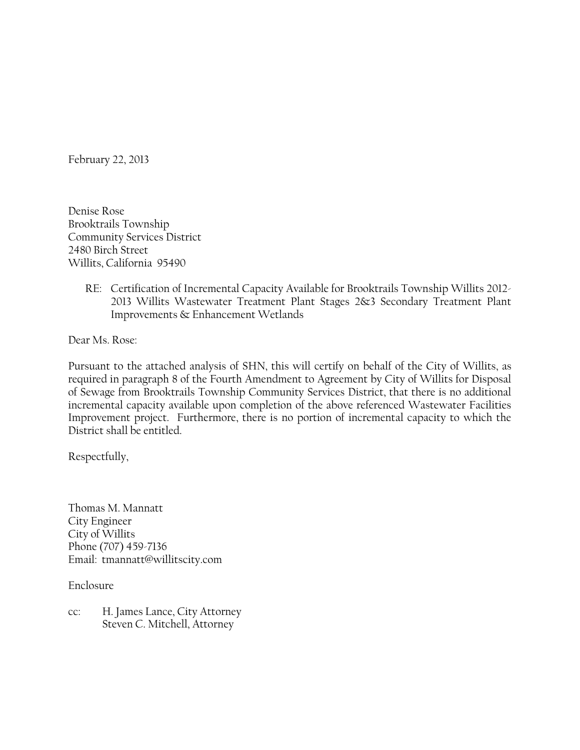February 22, 2013

Denise Rose
Brooktrails Township
Community Services District
2480 Birch Street
Willits, California 95490

RE: Certification of Incremental Capacity Available for Brooktrails Township Willits 2012-2013 Willits Wastewater Treatment Plant Stages 2&3 Secondary Treatment Plant Improvements & Enhancement Wetlands

Dear Ms. Rose:

Pursuant to the attached analysis of SHN, this will certify on behalf of the City of Willits, as required in paragraph 8 of the Fourth Amendment to Agreement by City of Willits for Disposal of Sewage from Brooktrails Township Community Services District, that there is no additional incremental capacity available upon completion of the above referenced Wastewater Facilities Improvement project. Furthermore, there is no portion of incremental capacity to which the District shall be entitled.

Respectfully,

Thomas M. Mannatt
City Engineer
City of Willits
Phone (707) 459-7136
Email: tmannatt@willitscity.com

Enclosure

cc: H. James Lance, City Attorney
Steven C. Mitchell, Attorney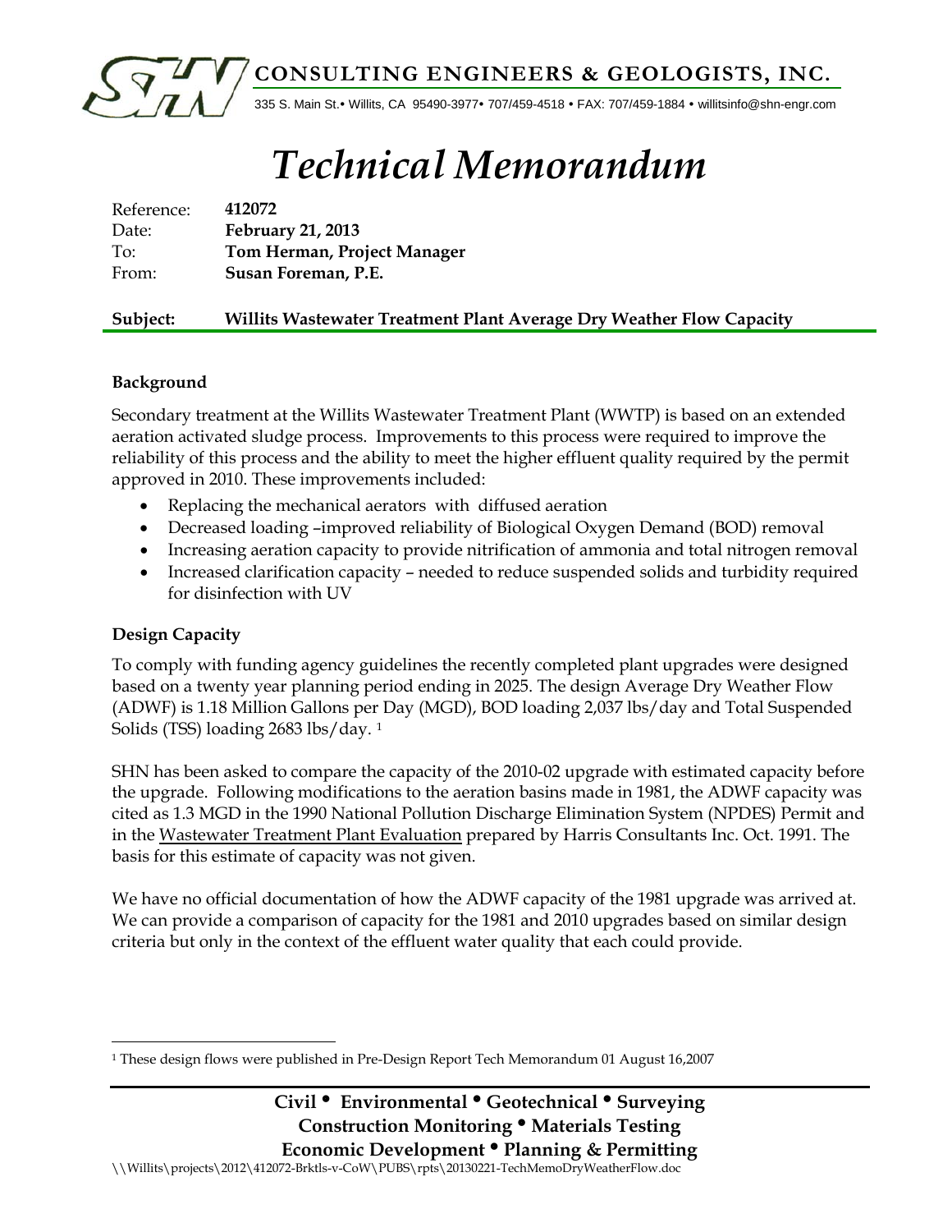# Technical Memorandum

Reference: **412072**
Date: **February 21, 2013**
To: **Tom Herman, Project Manager**
From: **Susan Foreman, P.E.**

**Subject: Willits Wastewater Treatment Plant Average Dry Weather Flow Capacity**

## Background

Secondary treatment at the Willits Wastewater Treatment Plant (WWTP) is based on an extended aeration activated sludge process. Improvements to this process were required to improve the reliability of this process and the ability to meet the higher effluent quality required by the permit approved in 2010. These improvements included:

- Replacing the mechanical aerators with diffused aeration
- Decreased loading –improved reliability of Biological Oxygen Demand (BOD) removal
- Increasing aeration capacity to provide nitrification of ammonia and total nitrogen removal
- Increased clarification capacity – needed to reduce suspended solids and turbidity required for disinfection with UV

## Design Capacity

To comply with funding agency guidelines the recently completed plant upgrades were designed based on a twenty year planning period ending in 2025. The design Average Dry Weather Flow (ADWF) is 1.18 Million Gallons per Day (MGD), BOD loading 2,037 lbs/day and Total Suspended Solids (TSS) loading 2683 lbs/day. [1]

SHN has been asked to compare the capacity of the 2010-02 upgrade with estimated capacity before the upgrade. Following modifications to the aeration basins made in 1981, the ADWF capacity was cited as 1.3 MGD in the 1990 National Pollution Discharge Elimination System (NPDES) Permit and in the Wastewater Treatment Plant Evaluation prepared by Harris Consultants Inc. Oct. 1991. The basis for this estimate of capacity was not given.

We have no official documentation of how the ADWF capacity of the 1981 upgrade was arrived at. We can provide a comparison of capacity for the 1981 and 2010 upgrades based on similar design criteria but only in the context of the effluent water quality that each could provide.

[1] These design flows were published in Pre-Design Report Tech Memorandum 01 August 16,2007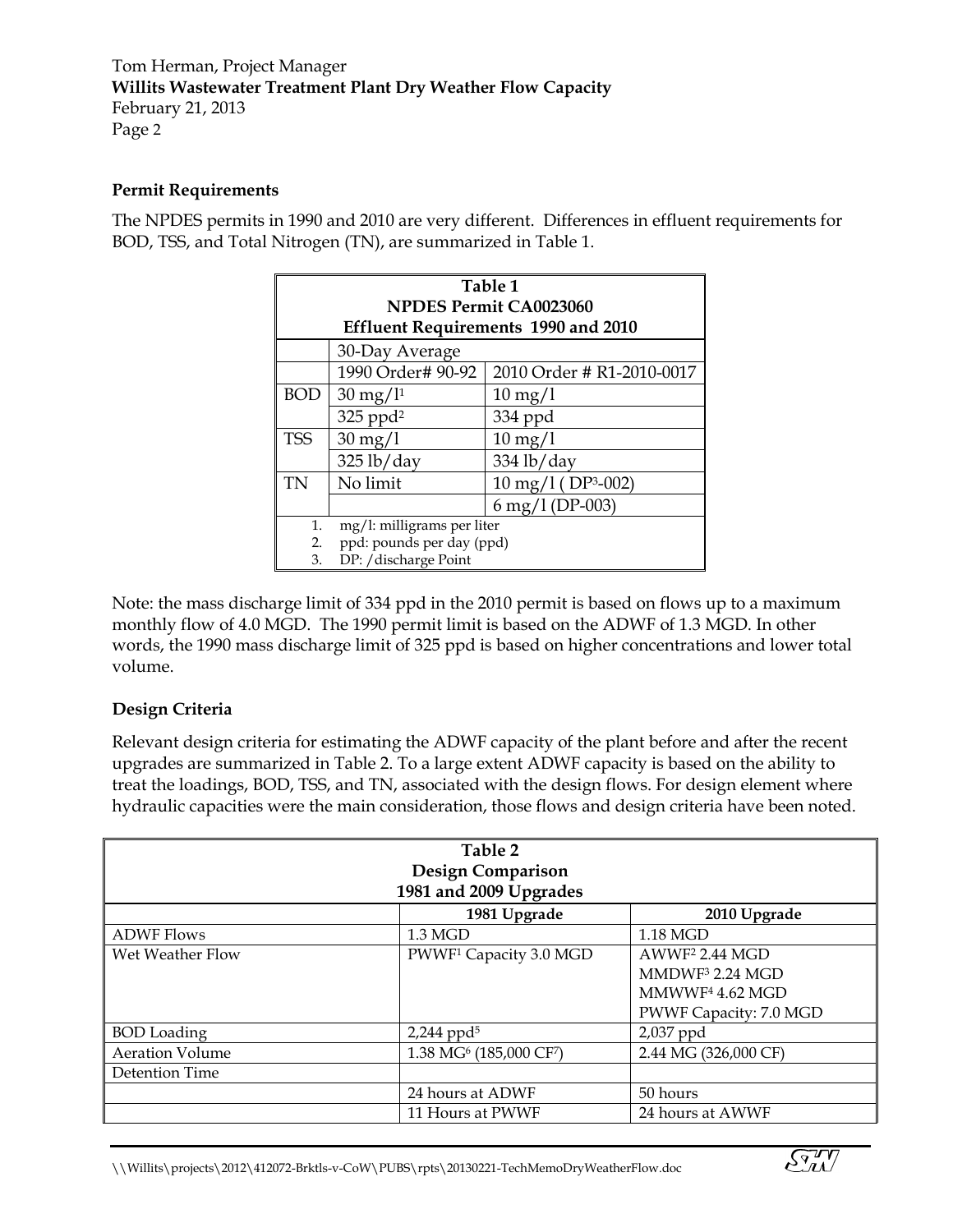Tom Herman, Project Manager
**Willits Wastewater Treatment Plant Dry Weather Flow Capacity**
February 21, 2013

### Permit Requirements

The NPDES permits in 1990 and 2010 are very different. Differences in effluent requirements for BOD, TSS, and Total Nitrogen (TN), are summarized in Table 1.

**Table 1**
**NPDES Permit CA0023060**
**Effluent Requirements 1990 and 2010**

| | 30-Day Average | |
|---|---|---|
| | 1990 Order# 90-92 | 2010 Order # R1-2010-0017 |
| BOD | 30 mg/l[1] | 10 mg/l |
| | 325 ppd[2] | 334 ppd |
| TSS | 30 mg/l | 10 mg/l |
| | 325 lb/day | 334 lb/day |
| TN | No limit | 10 mg/l ( DP[3]-002) |
| | | 6 mg/l (DP-003) |

1. mg/l: milligrams per liter
2. ppd: pounds per day (ppd)
3. DP: /discharge Point

Note: the mass discharge limit of 334 ppd in the 2010 permit is based on flows up to a maximum monthly flow of 4.0 MGD. The 1990 permit limit is based on the ADWF of 1.3 MGD. In other words, the 1990 mass discharge limit of 325 ppd is based on higher concentrations and lower total volume.

### Design Criteria

Relevant design criteria for estimating the ADWF capacity of the plant before and after the recent upgrades are summarized in Table 2. To a large extent ADWF capacity is based on the ability to treat the loadings, BOD, TSS, and TN, associated with the design flows. For design element where hydraulic capacities were the main consideration, those flows and design criteria have been noted.

**Table 2**
**Design Comparison**
**1981 and 2009 Upgrades**

| | 1981 Upgrade | 2010 Upgrade |
|---|---|---|
| ADWF Flows | 1.3 MGD | 1.18 MGD |
| Wet Weather Flow | PWWF[1] Capacity 3.0 MGD | AWWF[2] 2.44 MGD<br>MMDWF[3] 2.24 MGD<br>MMWWF[4] 4.62 MGD<br>PWWF Capacity: 7.0 MGD |
| BOD Loading | 2,244 ppd[5] | 2,037 ppd |
| Aeration Volume | 1.38 MG[6] (185,000 CF[7]) | 2.44 MG (326,000 CF) |
| Detention Time | | |
| | 24 hours at ADWF | 50 hours |
| | 11 Hours at PWWF | 24 hours at AWWF |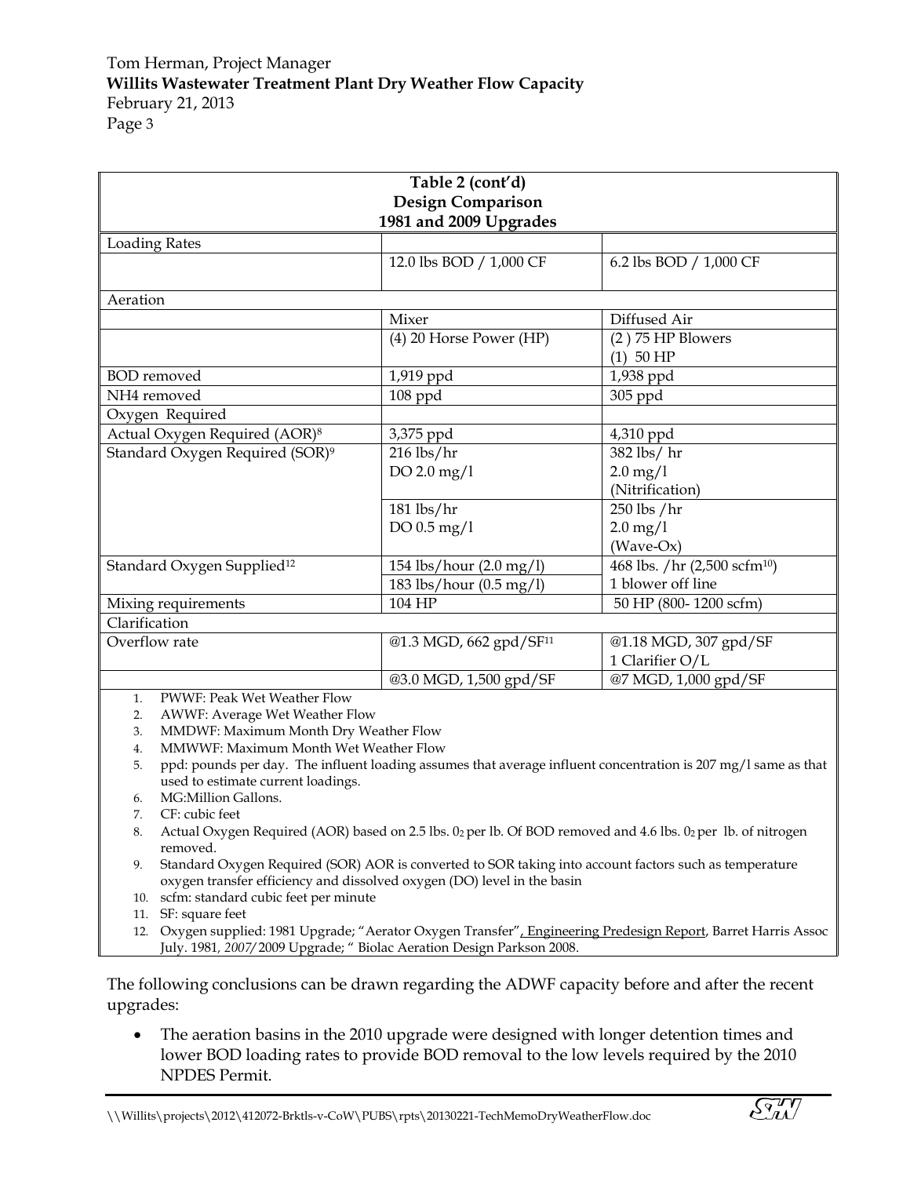| Table 2 (cont'd) Design Comparison 1981 and 2009 Upgrades | | |
|---|---|---|
| Loading Rates | | |
| | 12.0 lbs BOD / 1,000 CF | 6.2 lbs BOD / 1,000 CF |
| Aeration | | |
| | Mixer | Diffused Air |
| | (4) 20 Horse Power (HP) | (2 ) 75 HP Blowers (1) 50 HP |
| BOD removed | 1,919 ppd | 1,938 ppd |
| NH4 removed | 108 ppd | 305 ppd |
| Oxygen Required | | |
| Actual Oxygen Required (AOR)[8] | 3,375 ppd | 4,310 ppd |
| Standard Oxygen Required (SOR)[9] | 216 lbs/hr DO 2.0 mg/l | 382 lbs/ hr 2.0 mg/l (Nitrification) |
| | 181 lbs/hr DO 0.5 mg/l | 250 lbs /hr 2.0 mg/l (Wave-Ox) |
| Standard Oxygen Supplied[12] | 154 lbs/hour (2.0 mg/l) | 468 lbs. /hr (2,500 scfm[10]) |
| | 183 lbs/hour (0.5 mg/l) | 1 blower off line |
| Mixing requirements | 104 HP | 50 HP (800- 1200 scfm) |
| Clarification | | |
| Overflow rate | @1.3 MGD, 662 gpd/SF[11] | @1.18 MGD, 307 gpd/SF 1 Clarifier O/L |
| | @3.0 MGD, 1,500 gpd/SF | @7 MGD, 1,000 gpd/SF |

1. PWWF: Peak Wet Weather Flow
2. AWWF: Average Wet Weather Flow
3. MMDWF: Maximum Month Dry Weather Flow
4. MMWWF: Maximum Month Wet Weather Flow
5. ppd: pounds per day. The influent loading assumes that average influent concentration is 207 mg/l same as that used to estimate current loadings.
6. MG:Million Gallons.
7. CF: cubic feet
8. Actual Oxygen Required (AOR) based on 2.5 lbs. $0_2$ per lb. Of BOD removed and 4.6 lbs. $0_2$ per lb. of nitrogen removed.
9. Standard Oxygen Required (SOR) AOR is converted to SOR taking into account factors such as temperature oxygen transfer efficiency and dissolved oxygen (DO) level in the basin
10. scfm: standard cubic feet per minute
11. SF: square feet
12. Oxygen supplied: 1981 Upgrade; "Aerator Oxygen Transfer", Engineering Predesign Report, Barret Harris Assoc July. 1981, *2007*/2009 Upgrade; " Biolac Aeration Design Parkson 2008.

The following conclusions can be drawn regarding the ADWF capacity before and after the recent upgrades:

- The aeration basins in the 2010 upgrade were designed with longer detention times and lower BOD loading rates to provide BOD removal to the low levels required by the 2010 NPDES Permit.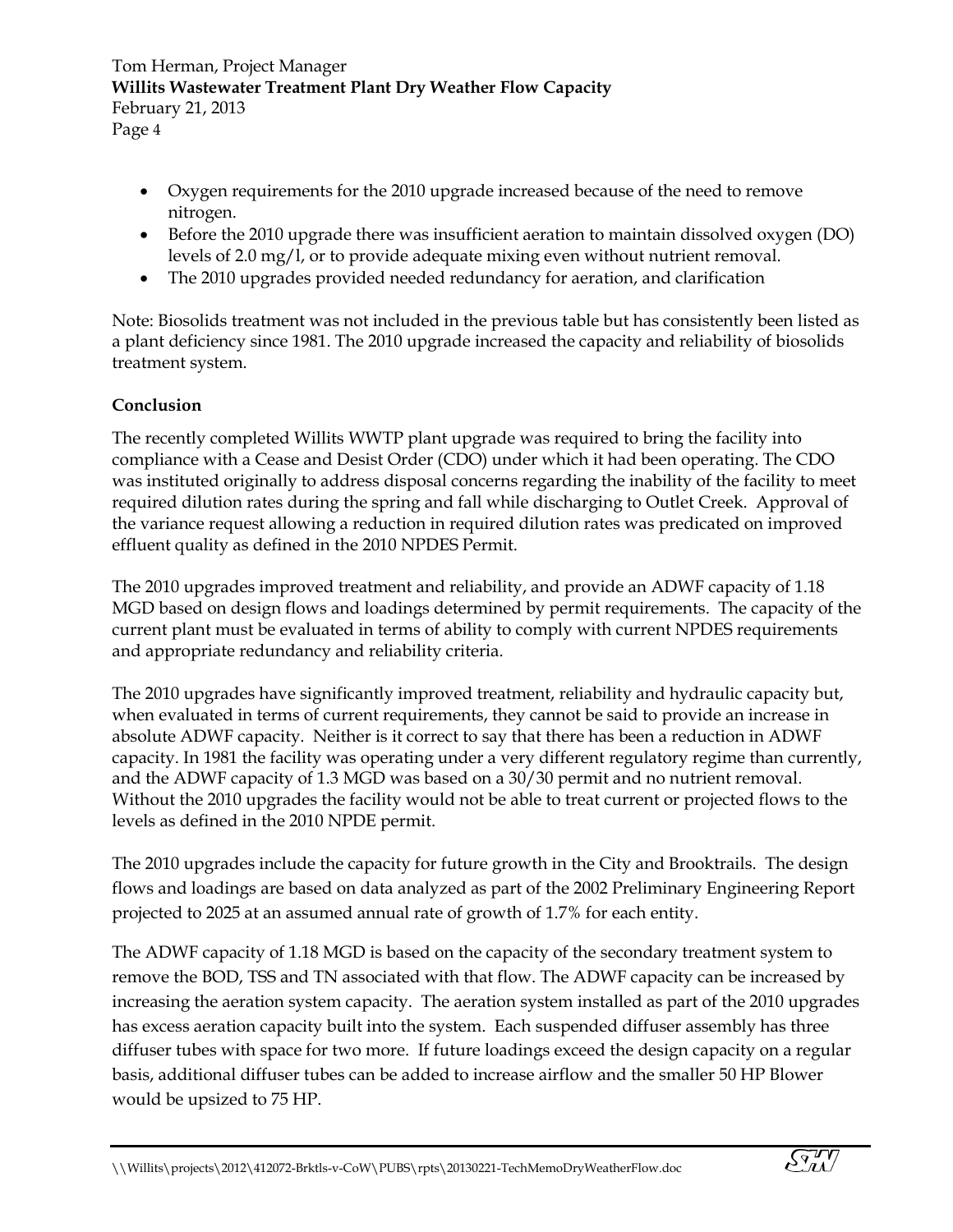- Oxygen requirements for the 2010 upgrade increased because of the need to remove nitrogen.
- Before the 2010 upgrade there was insufficient aeration to maintain dissolved oxygen (DO) levels of 2.0 mg/l, or to provide adequate mixing even without nutrient removal.
- The 2010 upgrades provided needed redundancy for aeration, and clarification

Note: Biosolids treatment was not included in the previous table but has consistently been listed as a plant deficiency since 1981. The 2010 upgrade increased the capacity and reliability of biosolids treatment system.

**Conclusion**

The recently completed Willits WWTP plant upgrade was required to bring the facility into compliance with a Cease and Desist Order (CDO) under which it had been operating. The CDO was instituted originally to address disposal concerns regarding the inability of the facility to meet required dilution rates during the spring and fall while discharging to Outlet Creek. Approval of the variance request allowing a reduction in required dilution rates was predicated on improved effluent quality as defined in the 2010 NPDES Permit.

The 2010 upgrades improved treatment and reliability, and provide an ADWF capacity of 1.18 MGD based on design flows and loadings determined by permit requirements. The capacity of the current plant must be evaluated in terms of ability to comply with current NPDES requirements and appropriate redundancy and reliability criteria.

The 2010 upgrades have significantly improved treatment, reliability and hydraulic capacity but, when evaluated in terms of current requirements, they cannot be said to provide an increase in absolute ADWF capacity. Neither is it correct to say that there has been a reduction in ADWF capacity. In 1981 the facility was operating under a very different regulatory regime than currently, and the ADWF capacity of 1.3 MGD was based on a 30/30 permit and no nutrient removal. Without the 2010 upgrades the facility would not be able to treat current or projected flows to the levels as defined in the 2010 NPDE permit.

The 2010 upgrades include the capacity for future growth in the City and Brooktrails. The design flows and loadings are based on data analyzed as part of the 2002 Preliminary Engineering Report projected to 2025 at an assumed annual rate of growth of 1.7% for each entity.

The ADWF capacity of 1.18 MGD is based on the capacity of the secondary treatment system to remove the BOD, TSS and TN associated with that flow. The ADWF capacity can be increased by increasing the aeration system capacity. The aeration system installed as part of the 2010 upgrades has excess aeration capacity built into the system. Each suspended diffuser assembly has three diffuser tubes with space for two more. If future loadings exceed the design capacity on a regular basis, additional diffuser tubes can be added to increase airflow and the smaller 50 HP Blower would be upsized to 75 HP.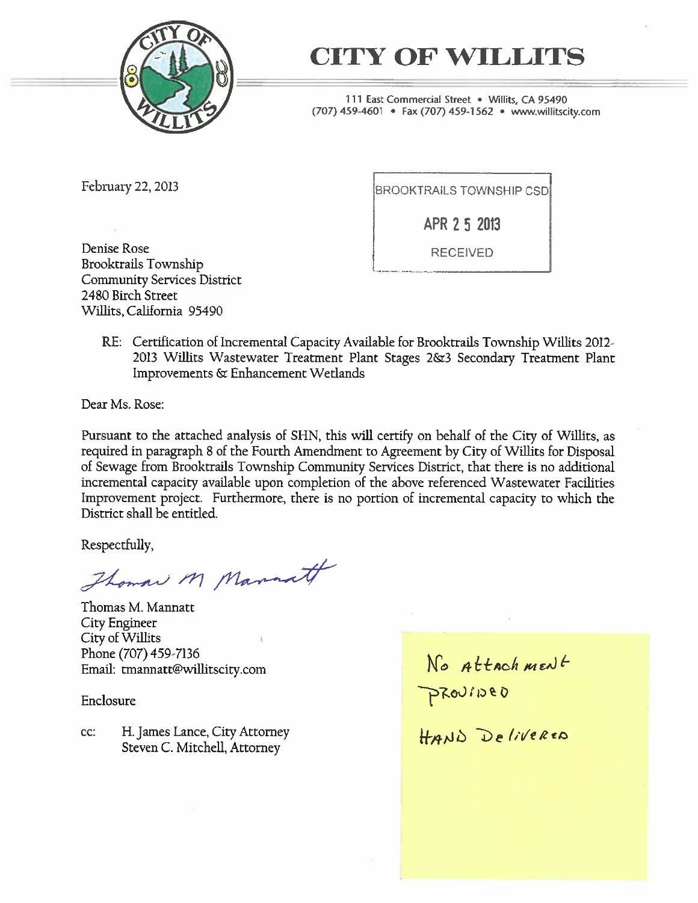# CITY OF WILLITS

111 East Commercial Street • Willits, CA 95490
(707) 459-4601 • Fax (707) 459-1562 • www.willitscity.com

February 22, 2013

BROOKTRAILS TOWNSHIP CSD

APR 25 2013

RECEIVED

Denise Rose
Brooktrails Township
Community Services District
2480 Birch Street
Willits, California 95490

RE: Certification of Incremental Capacity Available for Brooktrails Township Willits 2012-2013 Willits Wastewater Treatment Plant Stages 2&3 Secondary Treatment Plant Improvements & Enhancement Wetlands

Dear Ms. Rose:

Pursuant to the attached analysis of SHN, this will certify on behalf of the City of Willits, as required in paragraph 8 of the Fourth Amendment to Agreement by City of Willits for Disposal of Sewage from Brooktrails Township Community Services District, that there is no additional incremental capacity available upon completion of the above referenced Wastewater Facilities Improvement project. Furthermore, there is no portion of incremental capacity to which the District shall be entitled.

Respectfully,

Thomas M Mannatt

Thomas M. Mannatt
City Engineer
City of Willits
Phone (707) 459-7136
Email: tmannatt@willitscity.com

Enclosure

cc: H. James Lance, City Attorney
Steven C. Mitchell, Attorney

No attachment provided

Hand Delivered